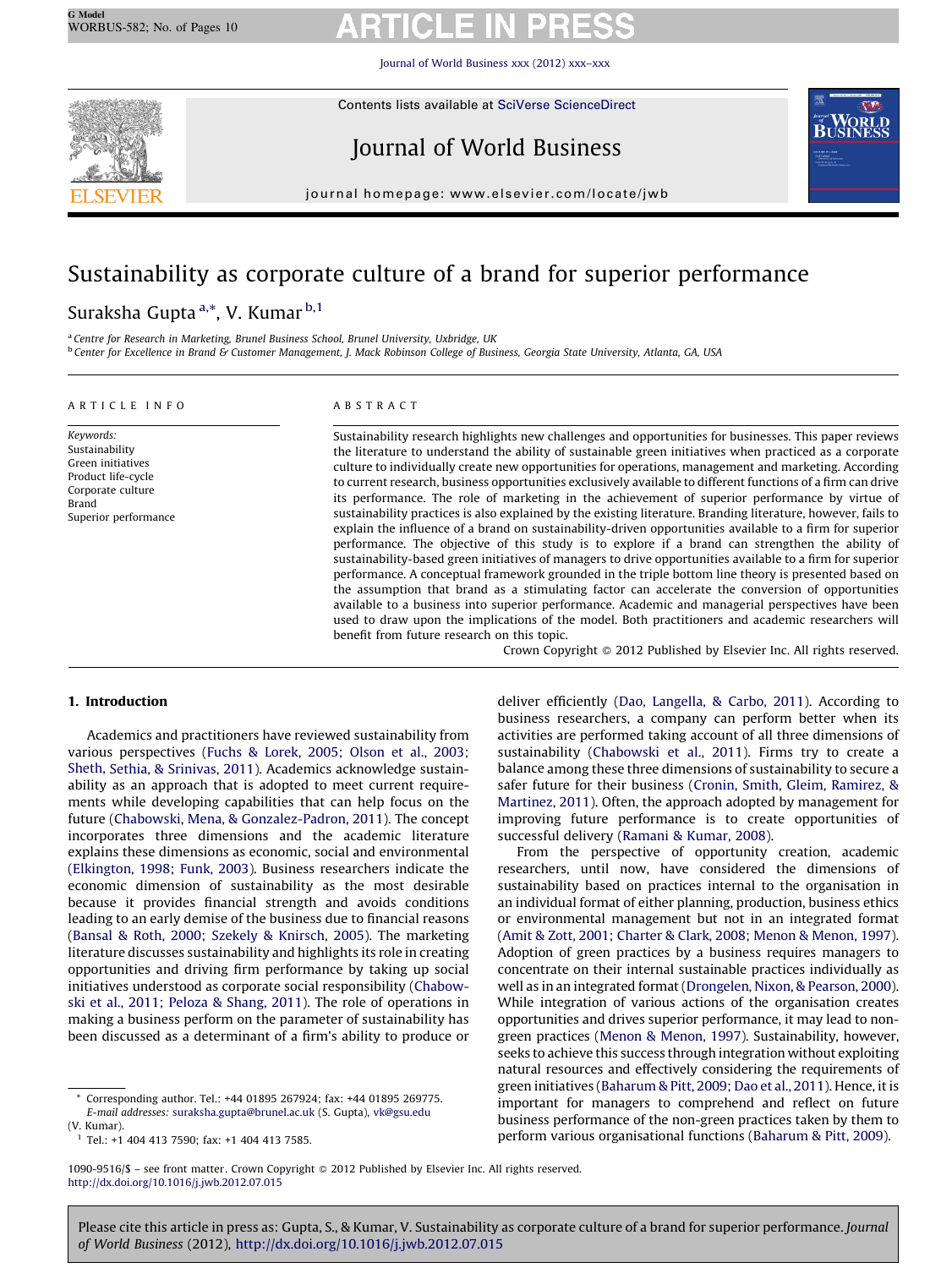# Sustainability as corporate culture of a brand for superior performance

Suraksha Gupta [a,*], V. Kumar [b,1]

[a] Centre for Research in Marketing, Brunel Business School, Brunel University, Uxbridge, UK

[b] Center for Excellence in Brand & Customer Management, J. Mack Robinson College of Business, Georgia State University, Atlanta, GA, USA

## ARTICLE INFO

*Keywords:*
Sustainability
Green initiatives
Product life-cycle
Corporate culture
Brand
Superior performance

## ABSTRACT

Sustainability research highlights new challenges and opportunities for businesses. This paper reviews the literature to understand the ability of sustainable green initiatives when practiced as a corporate culture to individually create new opportunities for operations, management and marketing. According to current research, business opportunities exclusively available to different functions of a firm can drive its performance. The role of marketing in the achievement of superior performance by virtue of sustainability practices is also explained by the existing literature. Branding literature, however, fails to explain the influence of a brand on sustainability-driven opportunities available to a firm for superior performance. The objective of this study is to explore if a brand can strengthen the ability of sustainability-based green initiatives of managers to drive opportunities available to a firm for superior performance. A conceptual framework grounded in the triple bottom line theory is presented based on the assumption that brand as a stimulating factor can accelerate the conversion of opportunities available to a business into superior performance. Academic and managerial perspectives have been used to draw upon the implications of the model. Both practitioners and academic researchers will benefit from future research on this topic.

Crown Copyright © 2012 Published by Elsevier Inc. All rights reserved.

## 1. Introduction

Academics and practitioners have reviewed sustainability from various perspectives (Fuchs & Lorek, 2005; Olson et al., 2003; Sheth, Sethia, & Srinivas, 2011). Academics acknowledge sustainability as an approach that is adopted to meet current requirements while developing capabilities that can help focus on the future (Chabowski, Mena, & Gonzalez-Padron, 2011). The concept incorporates three dimensions and the academic literature explains these dimensions as economic, social and environmental (Elkington, 1998; Funk, 2003). Business researchers indicate the economic dimension of sustainability as the most desirable because it provides financial strength and avoids conditions leading to an early demise of the business due to financial reasons (Bansal & Roth, 2000; Szekely & Knirsch, 2005). The marketing literature discusses sustainability and highlights its role in creating opportunities and driving firm performance by taking up social initiatives understood as corporate social responsibility (Chabowski et al., 2011; Peloza & Shang, 2011). The role of operations in making a business perform on the parameter of sustainability has been discussed as a determinant of a firm's ability to produce or deliver efficiently (Dao, Langella, & Carbo, 2011). According to business researchers, a company can perform better when its activities are performed taking account of all three dimensions of sustainability (Chabowski et al., 2011). Firms try to create a balance among these three dimensions of sustainability to secure a safer future for their business (Cronin, Smith, Gleim, Ramirez, & Martinez, 2011). Often, the approach adopted by management for improving future performance is to create opportunities of successful delivery (Ramani & Kumar, 2008).

From the perspective of opportunity creation, academic researchers, until now, have considered the dimensions of sustainability based on practices internal to the organisation in an individual format of either planning, production, business ethics or environmental management but not in an integrated format (Amit & Zott, 2001; Charter & Clark, 2008; Menon & Menon, 1997). Adoption of green practices by a business requires managers to concentrate on their internal sustainable practices individually as well as in an integrated format (Drongelen, Nixon, & Pearson, 2000). While integration of various actions of the organisation creates opportunities and drives superior performance, it may lead to non-green practices (Menon & Menon, 1997). Sustainability, however, seeks to achieve this success through integration without exploiting natural resources and effectively considering the requirements of green initiatives (Baharum & Pitt, 2009; Dao et al., 2011). Hence, it is important for managers to comprehend and reflect on future business performance of the non-green practices taken by them to perform various organisational functions (Baharum & Pitt, 2009).

\* Corresponding author. Tel.: +44 01895 267924; fax: +44 01895 269775.
*E-mail addresses:* suraksha.gupta@brunel.ac.uk (S. Gupta), vk@gsu.edu (V. Kumar).

[1] Tel.: +1 404 413 7590; fax: +1 404 413 7585.

1090-9516/$ – see front matter. Crown Copyright © 2012 Published by Elsevier Inc. All rights reserved.
http://dx.doi.org/10.1016/j.jwb.2012.07.015

Please cite this article in press as: Gupta, S., & Kumar, V. Sustainability as corporate culture of a brand for superior performance. *Journal of World Business* (2012), http://dx.doi.org/10.1016/j.jwb.2012.07.015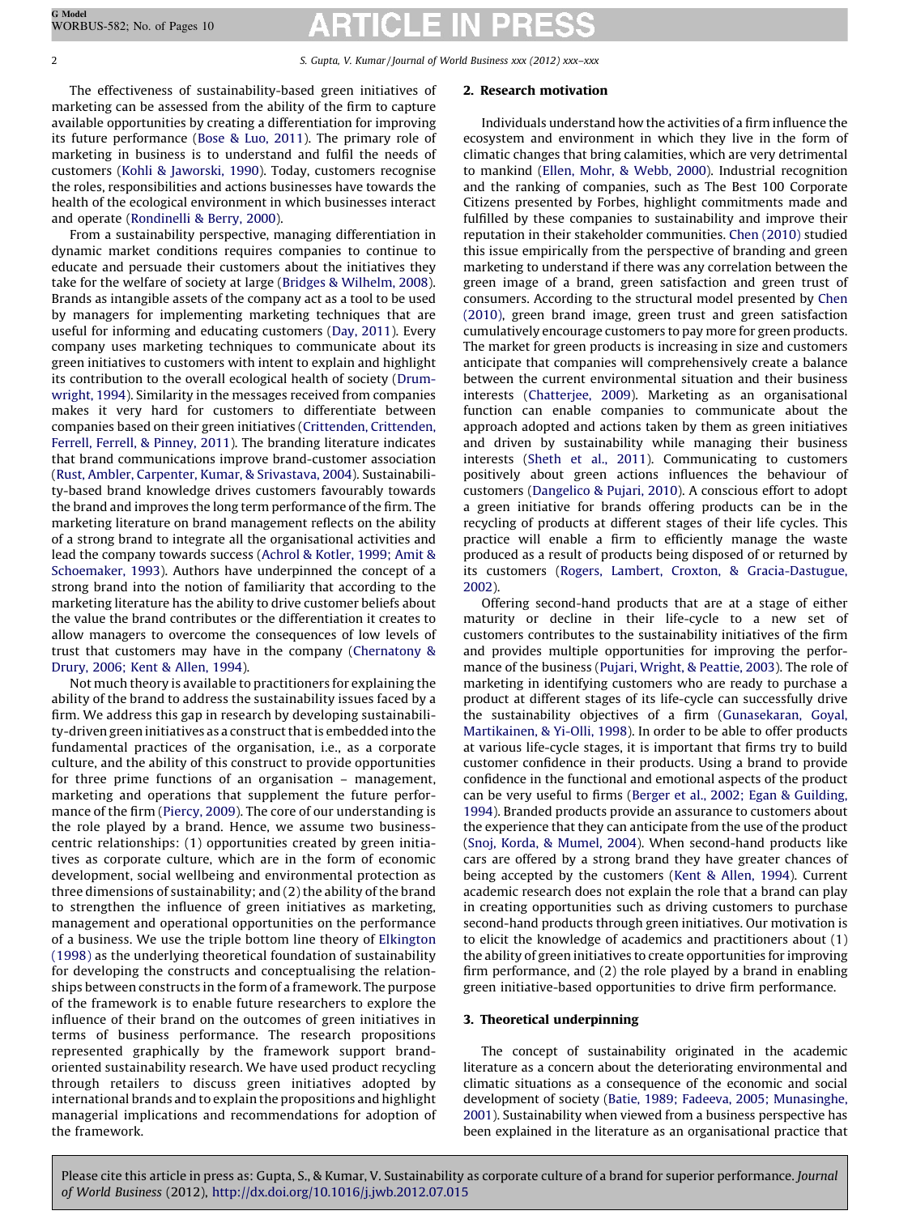The effectiveness of sustainability-based green initiatives of marketing can be assessed from the ability of the firm to capture available opportunities by creating a differentiation for improving its future performance (Bose & Luo, 2011). The primary role of marketing in business is to understand and fulfil the needs of customers (Kohli & Jaworski, 1990). Today, customers recognise the roles, responsibilities and actions businesses have towards the health of the ecological environment in which businesses interact and operate (Rondinelli & Berry, 2000).

From a sustainability perspective, managing differentiation in dynamic market conditions requires companies to continue to educate and persuade their customers about the initiatives they take for the welfare of society at large (Bridges & Wilhelm, 2008). Brands as intangible assets of the company act as a tool to be used by managers for implementing marketing techniques that are useful for informing and educating customers (Day, 2011). Every company uses marketing techniques to communicate about its green initiatives to customers with intent to explain and highlight its contribution to the overall ecological health of society (Drumwright, 1994). Similarity in the messages received from companies makes it very hard for customers to differentiate between companies based on their green initiatives (Crittenden, Crittenden, Ferrell, Ferrell, & Pinney, 2011). The branding literature indicates that brand communications improve brand-customer association (Rust, Ambler, Carpenter, Kumar, & Srivastava, 2004). Sustainability-based brand knowledge drives customers favourably towards the brand and improves the long term performance of the firm. The marketing literature on brand management reflects on the ability of a strong brand to integrate all the organisational activities and lead the company towards success (Achrol & Kotler, 1999; Amit & Schoemaker, 1993). Authors have underpinned the concept of a strong brand into the notion of familiarity that according to the marketing literature has the ability to drive customer beliefs about the value the brand contributes or the differentiation it creates to allow managers to overcome the consequences of low levels of trust that customers may have in the company (Chernatony & Drury, 2006; Kent & Allen, 1994).

Not much theory is available to practitioners for explaining the ability of the brand to address the sustainability issues faced by a firm. We address this gap in research by developing sustainability-driven green initiatives as a construct that is embedded into the fundamental practices of the organisation, i.e., as a corporate culture, and the ability of this construct to provide opportunities for three prime functions of an organisation – management, marketing and operations that supplement the future performance of the firm (Piercy, 2009). The core of our understanding is the role played by a brand. Hence, we assume two business-centric relationships: (1) opportunities created by green initiatives as corporate culture, which are in the form of economic development, social wellbeing and environmental protection as three dimensions of sustainability; and (2) the ability of the brand to strengthen the influence of green initiatives as marketing, management and operational opportunities on the performance of a business. We use the triple bottom line theory of Elkington (1998) as the underlying theoretical foundation of sustainability for developing the constructs and conceptualising the relationships between constructs in the form of a framework. The purpose of the framework is to enable future researchers to explore the influence of their brand on the outcomes of green initiatives in terms of business performance. The research propositions represented graphically by the framework support brand-oriented sustainability research. We have used product recycling through retailers to discuss green initiatives adopted by international brands and to explain the propositions and highlight managerial implications and recommendations for adoption of the framework.

## 2. Research motivation

Individuals understand how the activities of a firm influence the ecosystem and environment in which they live in the form of climatic changes that bring calamities, which are very detrimental to mankind (Ellen, Mohr, & Webb, 2000). Industrial recognition and the ranking of companies, such as The Best 100 Corporate Citizens presented by Forbes, highlight commitments made and fulfilled by these companies to sustainability and improve their reputation in their stakeholder communities. Chen (2010) studied this issue empirically from the perspective of branding and green marketing to understand if there was any correlation between the green image of a brand, green satisfaction and green trust of consumers. According to the structural model presented by Chen (2010), green brand image, green trust and green satisfaction cumulatively encourage customers to pay more for green products. The market for green products is increasing in size and customers anticipate that companies will comprehensively create a balance between the current environmental situation and their business interests (Chatterjee, 2009). Marketing as an organisational function can enable companies to communicate about the approach adopted and actions taken by them as green initiatives and driven by sustainability while managing their business interests (Sheth et al., 2011). Communicating to customers positively about green actions influences the behaviour of customers (Dangelico & Pujari, 2010). A conscious effort to adopt a green initiative for brands offering products can be in the recycling of products at different stages of their life cycles. This practice will enable a firm to efficiently manage the waste produced as a result of products being disposed of or returned by its customers (Rogers, Lambert, Croxton, & Gracia-Dastugue, 2002).

Offering second-hand products that are at a stage of either maturity or decline in their life-cycle to a new set of customers contributes to the sustainability initiatives of the firm and provides multiple opportunities for improving the performance of the business (Pujari, Wright, & Peattie, 2003). The role of marketing in identifying customers who are ready to purchase a product at different stages of its life-cycle can successfully drive the sustainability objectives of a firm (Gunasekaran, Goyal, Martikainen, & Yi-Olli, 1998). In order to be able to offer products at various life-cycle stages, it is important that firms try to build customer confidence in their products. Using a brand to provide confidence in the functional and emotional aspects of the product can be very useful to firms (Berger et al., 2002; Egan & Guilding, 1994). Branded products provide an assurance to customers about the experience that they can anticipate from the use of the product (Snoj, Korda, & Mumel, 2004). When second-hand products like cars are offered by a strong brand they have greater chances of being accepted by the customers (Kent & Allen, 1994). Current academic research does not explain the role that a brand can play in creating opportunities such as driving customers to purchase second-hand products through green initiatives. Our motivation is to elicit the knowledge of academics and practitioners about (1) the ability of green initiatives to create opportunities for improving firm performance, and (2) the role played by a brand in enabling green initiative-based opportunities to drive firm performance.

## 3. Theoretical underpinning

The concept of sustainability originated in the academic literature as a concern about the deteriorating environmental and climatic situations as a consequence of the economic and social development of society (Batie, 1989; Fadeeva, 2005; Munasinghe, 2001). Sustainability when viewed from a business perspective has been explained in the literature as an organisational practice that

Please cite this article in press as: Gupta, S., & Kumar, V. Sustainability as corporate culture of a brand for superior performance. *Journal of World Business* (2012), http://dx.doi.org/10.1016/j.jwb.2012.07.015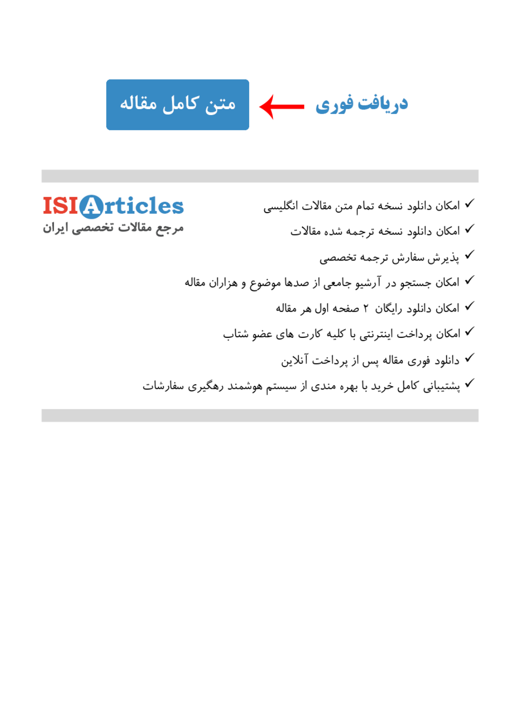دریافت فوری ← متن کامل مقاله

**ISIArticles**
مرجع مقالات تخصصی ایران

- ✓ امکان دانلود نسخه تمام متن مقالات انگلیسی
- ✓ امکان دانلود نسخه ترجمه شده مقالات
- ✓ پذیرش سفارش ترجمه تخصصی
- ✓ امکان جستجو در آرشیو جامعی از صدها موضوع و هزاران مقاله
- ✓ امکان دانلود رایگان ۲ صفحه اول هر مقاله
- ✓ امکان پرداخت اینترنتی با کلیه کارت های عضو شتاب
- ✓ دانلود فوری مقاله پس از پرداخت آنلاین
- ✓ پشتیبانی کامل خرید با بهره مندی از سیستم هوشمند رهگیری سفارشات